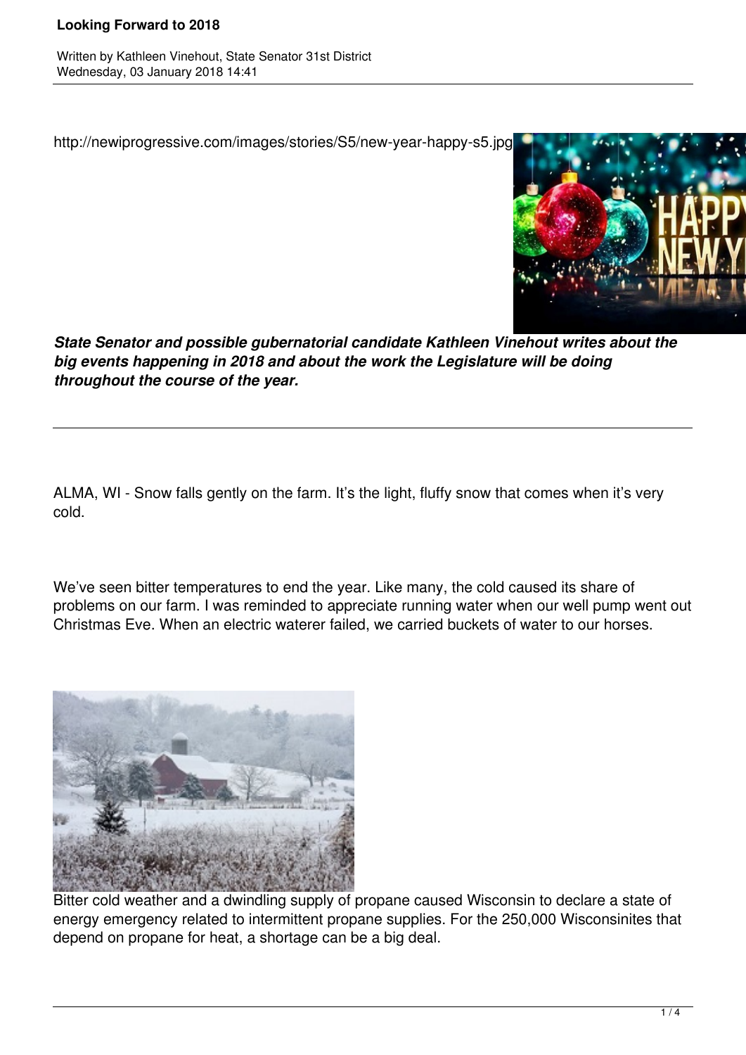# Looking Forward to 2018

Written by Kathleen Vinehout, State Senator 31st District
Wednesday, 03 January 2018 14:41

http://newiprogressive.com/images/stories/S5/new-year-happy-s5.jpg

***State Senator and possible gubernatorial candidate Kathleen Vinehout writes about the big events happening in 2018 and about the work the Legislature will be doing throughout the course of the year.***

---

ALMA, WI - Snow falls gently on the farm. It's the light, fluffy snow that comes when it's very cold.

We've seen bitter temperatures to end the year. Like many, the cold caused its share of problems on our farm. I was reminded to appreciate running water when our well pump went out Christmas Eve. When an electric waterer failed, we carried buckets of water to our horses.

Bitter cold weather and a dwindling supply of propane caused Wisconsin to declare a state of energy emergency related to intermittent propane supplies. For the 250,000 Wisconsinites that depend on propane for heat, a shortage can be a big deal.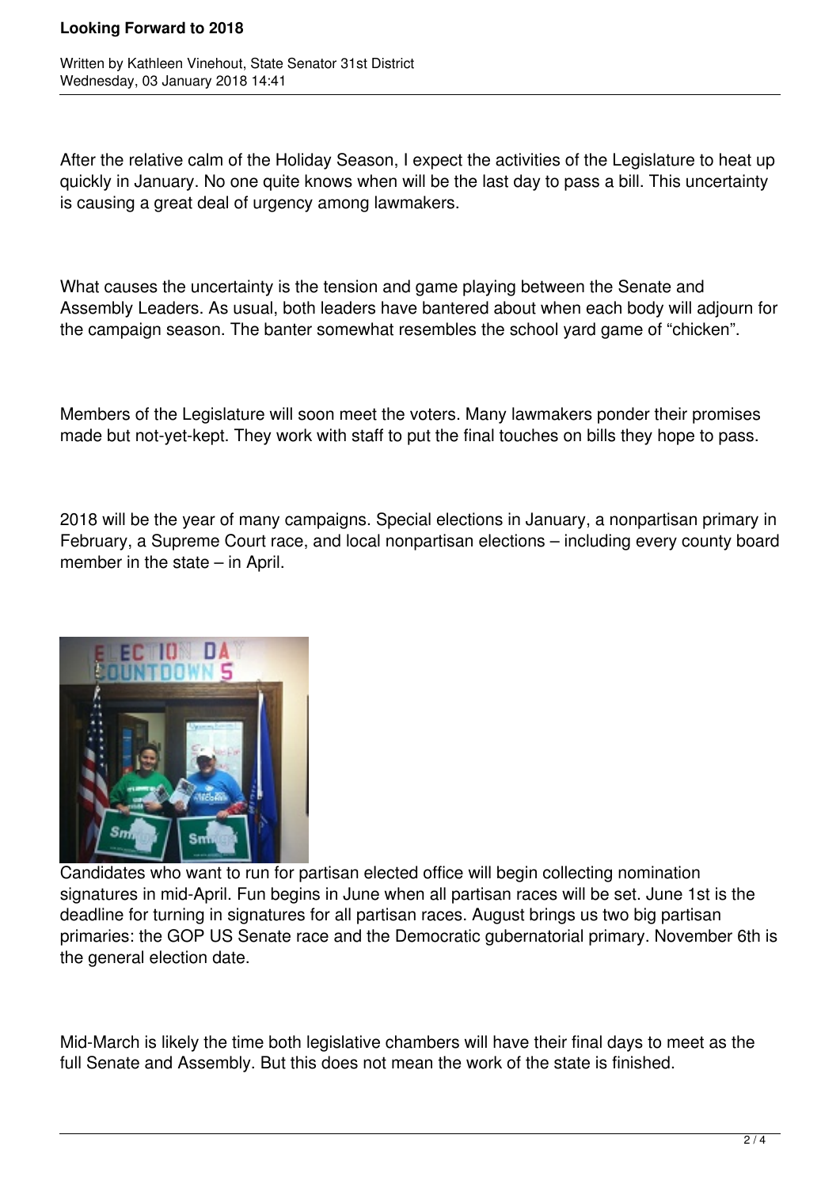After the relative calm of the Holiday Season, I expect the activities of the Legislature to heat up quickly in January. No one quite knows when will be the last day to pass a bill. This uncertainty is causing a great deal of urgency among lawmakers.

What causes the uncertainty is the tension and game playing between the Senate and Assembly Leaders. As usual, both leaders have bantered about when each body will adjourn for the campaign season. The banter somewhat resembles the school yard game of "chicken".

Members of the Legislature will soon meet the voters. Many lawmakers ponder their promises made but not-yet-kept. They work with staff to put the final touches on bills they hope to pass.

2018 will be the year of many campaigns. Special elections in January, a nonpartisan primary in February, a Supreme Court race, and local nonpartisan elections – including every county board member in the state – in April.

Candidates who want to run for partisan elected office will begin collecting nomination signatures in mid-April. Fun begins in June when all partisan races will be set. June 1st is the deadline for turning in signatures for all partisan races. August brings us two big partisan primaries: the GOP US Senate race and the Democratic gubernatorial primary. November 6th is the general election date.

Mid-March is likely the time both legislative chambers will have their final days to meet as the full Senate and Assembly. But this does not mean the work of the state is finished.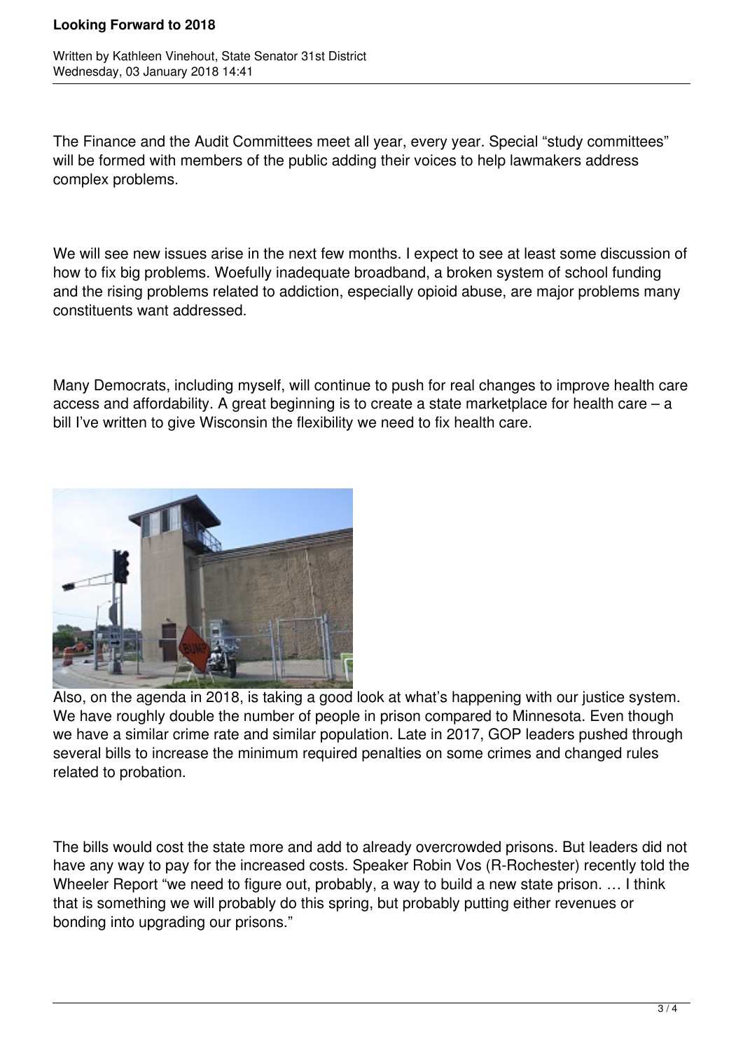The Finance and the Audit Committees meet all year, every year. Special "study committees" will be formed with members of the public adding their voices to help lawmakers address complex problems.

We will see new issues arise in the next few months. I expect to see at least some discussion of how to fix big problems. Woefully inadequate broadband, a broken system of school funding and the rising problems related to addiction, especially opioid abuse, are major problems many constituents want addressed.

Many Democrats, including myself, will continue to push for real changes to improve health care access and affordability. A great beginning is to create a state marketplace for health care – a bill I've written to give Wisconsin the flexibility we need to fix health care.

Also, on the agenda in 2018, is taking a good look at what's happening with our justice system. We have roughly double the number of people in prison compared to Minnesota. Even though we have a similar crime rate and similar population. Late in 2017, GOP leaders pushed through several bills to increase the minimum required penalties on some crimes and changed rules related to probation.

The bills would cost the state more and add to already overcrowded prisons. But leaders did not have any way to pay for the increased costs. Speaker Robin Vos (R-Rochester) recently told the Wheeler Report "we need to figure out, probably, a way to build a new state prison. … I think that is something we will probably do this spring, but probably putting either revenues or bonding into upgrading our prisons."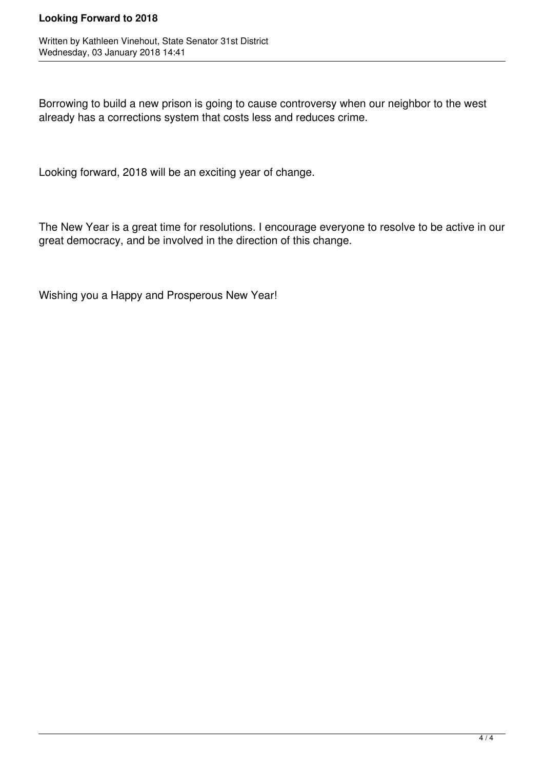Borrowing to build a new prison is going to cause controversy when our neighbor to the west already has a corrections system that costs less and reduces crime.

Looking forward, 2018 will be an exciting year of change.

The New Year is a great time for resolutions. I encourage everyone to resolve to be active in our great democracy, and be involved in the direction of this change.

Wishing you a Happy and Prosperous New Year!